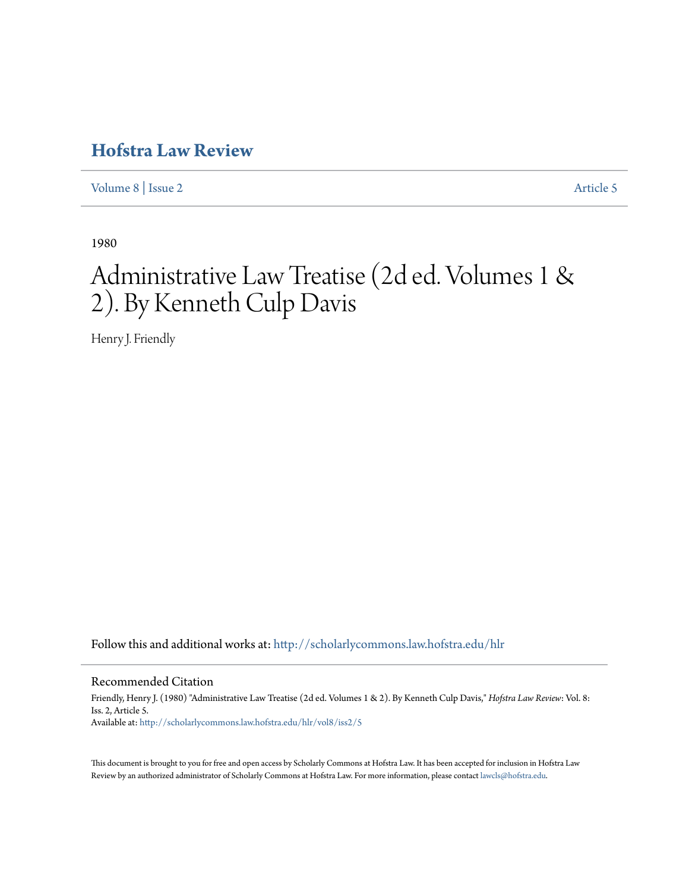# Hofstra Law Review

Volume 8 | Issue 2 Article 5

1980

# Administrative Law Treatise (2d ed. Volumes 1 & 2). By Kenneth Culp Davis

Henry J. Friendly

Follow this and additional works at: http://scholarlycommons.law.hofstra.edu/hlr

## Recommended Citation

Friendly, Henry J. (1980) "Administrative Law Treatise (2d ed. Volumes 1 & 2). By Kenneth Culp Davis," *Hofstra Law Review*: Vol. 8: Iss. 2, Article 5.
Available at: http://scholarlycommons.law.hofstra.edu/hlr/vol8/iss2/5

This document is brought to you for free and open access by Scholarly Commons at Hofstra Law. It has been accepted for inclusion in Hofstra Law Review by an authorized administrator of Scholarly Commons at Hofstra Law. For more information, please contact lawcls@hofstra.edu.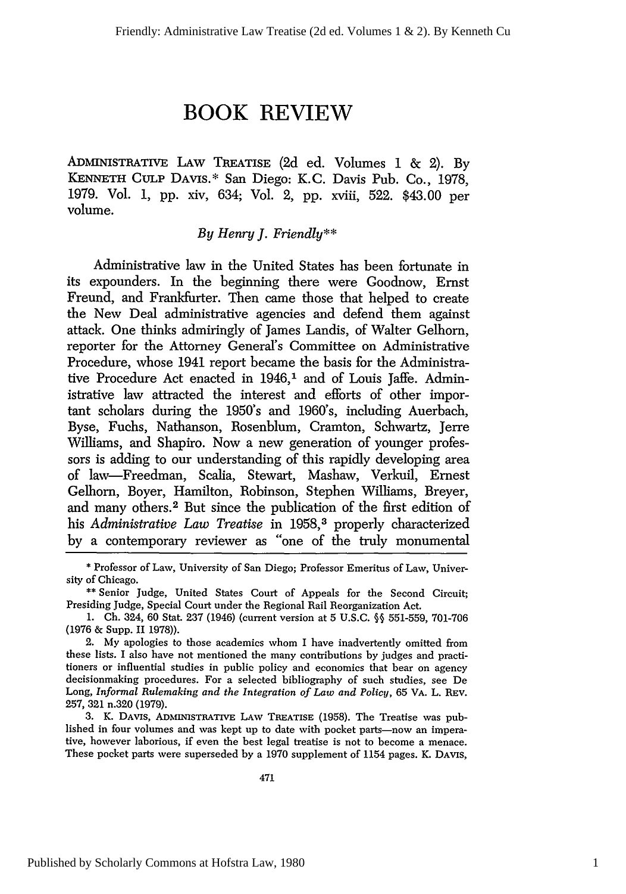# BOOK REVIEW

ADMINISTRATIVE LAW TREATISE (2d ed. Volumes 1 & 2). By KENNETH CULP DAVIS.* San Diego: K.C. Davis Pub. Co., 1978, 1979. Vol. 1, pp. xiv, 634; Vol. 2, pp. xviii, 522. $43.00 per volume.

*By Henry J. Friendly***

Administrative law in the United States has been fortunate in its expounders. In the beginning there were Goodnow, Ernst Freund, and Frankfurter. Then came those that helped to create the New Deal administrative agencies and defend them against attack. One thinks admiringly of James Landis, of Walter Gelhorn, reporter for the Attorney General's Committee on Administrative Procedure, whose 1941 report became the basis for the Administrative Procedure Act enacted in 1946,[1] and of Louis Jaffe. Administrative law attracted the interest and efforts of other important scholars during the 1950's and 1960's, including Auerbach, Byse, Fuchs, Nathanson, Rosenblum, Cramton, Schwartz, Jerre Williams, and Shapiro. Now a new generation of younger professors is adding to our understanding of this rapidly developing area of law—Freedman, Scalia, Stewart, Mashaw, Verkuil, Ernest Gelhorn, Boyer, Hamilton, Robinson, Stephen Williams, Breyer, and many others.[2] But since the publication of the first edition of his *Administrative Law Treatise* in 1958,[3] properly characterized by a contemporary reviewer as "one of the truly monumental

---

\* Professor of Law, University of San Diego; Professor Emeritus of Law, University of Chicago.

\*\* Senior Judge, United States Court of Appeals for the Second Circuit; Presiding Judge, Special Court under the Regional Rail Reorganization Act.

1. Ch. 324, 60 Stat. 237 (1946) (current version at 5 U.S.C. §§ 551-559, 701-706 (1976 & Supp. II 1978)).

2. My apologies to those academics whom I have inadvertently omitted from these lists. I also have not mentioned the many contributions by judges and practitioners or influential studies in public policy and economics that bear on agency decisionmaking procedures. For a selected bibliography of such studies, see De Long, *Informal Rulemaking and the Integration of Law and Policy*, 65 VA. L. REV. 257, 321 n.320 (1979).

3. K. DAVIS, ADMINISTRATIVE LAW TREATISE (1958). The Treatise was published in four volumes and was kept up to date with pocket parts—now an imperative, however laborious, if even the best legal treatise is not to become a menace. These pocket parts were superseded by a 1970 supplement of 1154 pages. K. DAVIS,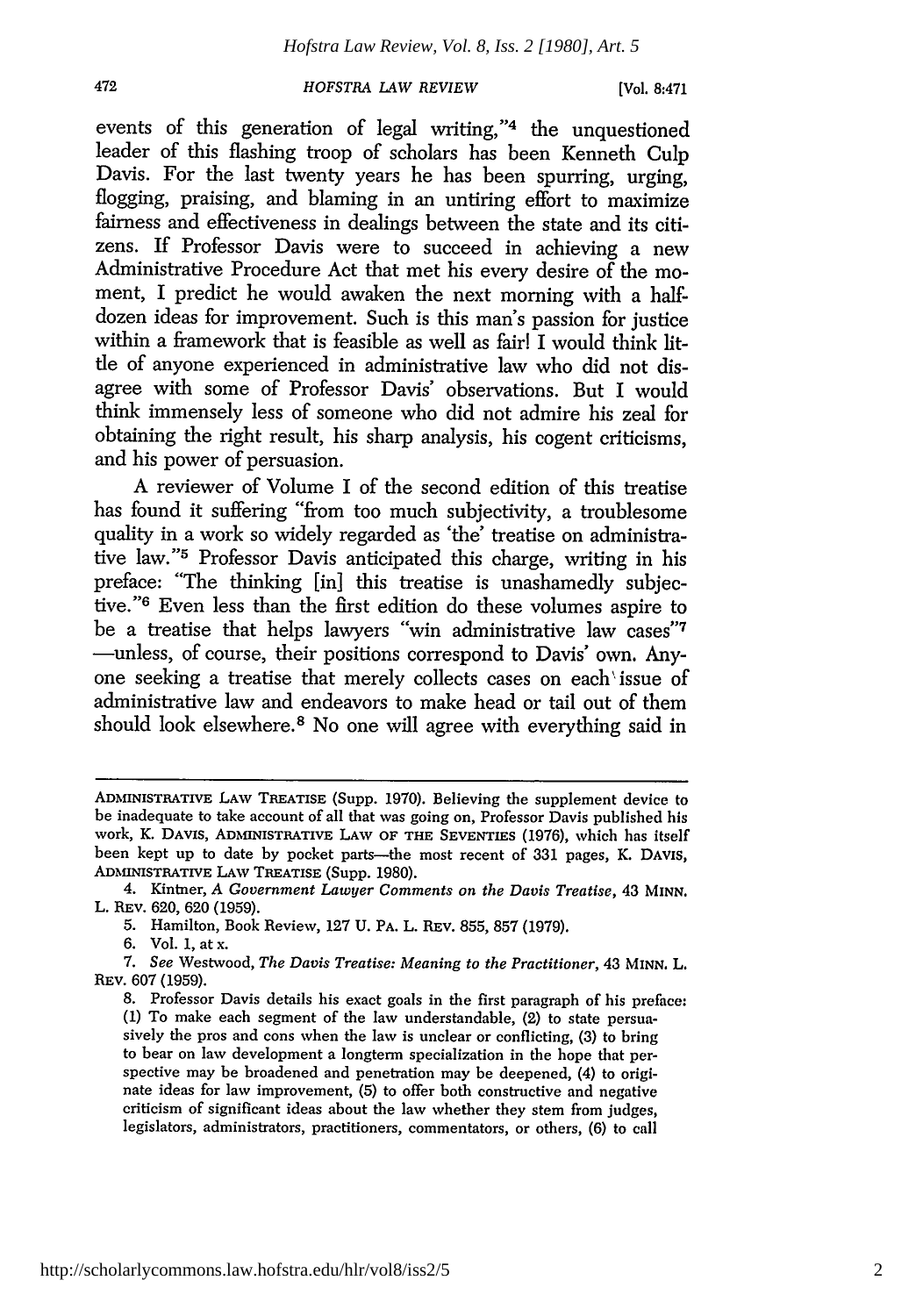events of this generation of legal writing,"[4] the unquestioned leader of this flashing troop of scholars has been Kenneth Culp Davis. For the last twenty years he has been spurring, urging, flogging, praising, and blaming in an untiring effort to maximize fairness and effectiveness in dealings between the state and its citizens. If Professor Davis were to succeed in achieving a new Administrative Procedure Act that met his every desire of the moment, I predict he would awaken the next morning with a half-dozen ideas for improvement. Such is this man's passion for justice within a framework that is feasible as well as fair! I would think little of anyone experienced in administrative law who did not disagree with some of Professor Davis' observations. But I would think immensely less of someone who did not admire his zeal for obtaining the right result, his sharp analysis, his cogent criticisms, and his power of persuasion.

A reviewer of Volume I of the second edition of this treatise has found it suffering "from too much subjectivity, a troublesome quality in a work so widely regarded as 'the' treatise on administrative law."[5] Professor Davis anticipated this charge, writing in his preface: "The thinking [in] this treatise is unashamedly subjective."[6] Even less than the first edition do these volumes aspire to be a treatise that helps lawyers "win administrative law cases"[7] —unless, of course, their positions correspond to Davis' own. Anyone seeking a treatise that merely collects cases on each issue of administrative law and endeavors to make head or tail out of them should look elsewhere.[8] No one will agree with everything said in

---

ADMINISTRATIVE LAW TREATISE (Supp. 1970). Believing the supplement device to be inadequate to take account of all that was going on, Professor Davis published his work, K. DAVIS, ADMINISTRATIVE LAW OF THE SEVENTIES (1976), which has itself been kept up to date by pocket parts—the most recent of 331 pages, K. DAVIS, ADMINISTRATIVE LAW TREATISE (Supp. 1980).

4. Kintner, *A Government Lawyer Comments on the Davis Treatise*, 43 MINN. L. REV. 620, 620 (1959).

5. Hamilton, Book Review, 127 U. PA. L. REV. 855, 857 (1979).

6. Vol. 1, at x.

7. *See* Westwood, *The Davis Treatise: Meaning to the Practitioner*, 43 MINN. L. REV. 607 (1959).

8. Professor Davis details his exact goals in the first paragraph of his preface:

> (1) To make each segment of the law understandable, (2) to state persuasively the pros and cons when the law is unclear or conflicting, (3) to bring to bear on law development a longterm specialization in the hope that perspective may be broadened and penetration may be deepened, (4) to originate ideas for law improvement, (5) to offer both constructive and negative criticism of significant ideas about the law whether they stem from judges, legislators, administrators, practitioners, commentators, or others, (6) to call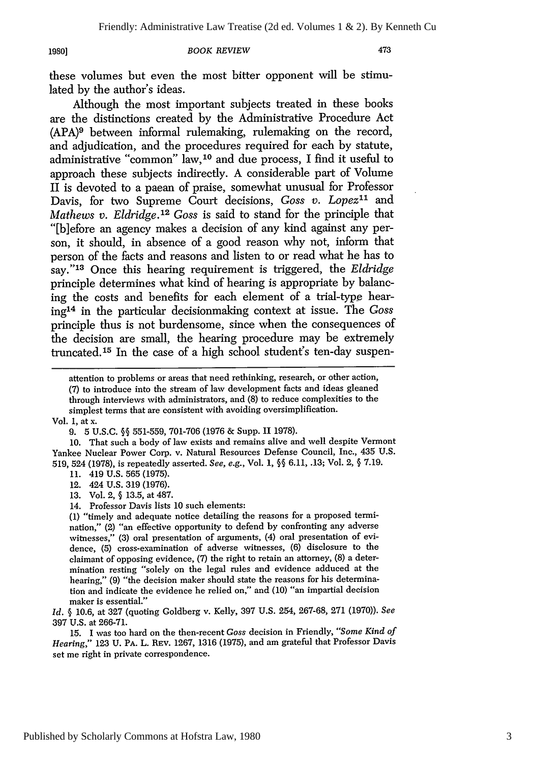these volumes but even the most bitter opponent will be stimulated by the author's ideas.

Although the most important subjects treated in these books are the distinctions created by the Administrative Procedure Act (APA)[9] between informal rulemaking, rulemaking on the record, and adjudication, and the procedures required for each by statute, administrative "common" law,[10] and due process, I find it useful to approach these subjects indirectly. A considerable part of Volume II is devoted to a paean of praise, somewhat unusual for Professor Davis, for two Supreme Court decisions, *Goss v. Lopez*[11] and *Mathews v. Eldridge*.[12] *Goss* is said to stand for the principle that "[b]efore an agency makes a decision of any kind against any person, it should, in absence of a good reason why not, inform that person of the facts and reasons and listen to or read what he has to say."[13] Once this hearing requirement is triggered, the *Eldridge* principle determines what kind of hearing is appropriate by balancing the costs and benefits for each element of a trial-type hearing[14] in the particular decisionmaking context at issue. The *Goss* principle thus is not burdensome, since when the consequences of the decision are small, the hearing procedure may be extremely truncated.[15] In the case of a high school student's ten-day suspen-

---

attention to problems or areas that need rethinking, research, or other action, (7) to introduce into the stream of law development facts and ideas gleaned through interviews with administrators, and (8) to reduce complexities to the simplest terms that are consistent with avoiding oversimplification.

Vol. 1, at x.

9. 5 U.S.C. §§ 551-559, 701-706 (1976 & Supp. II 1978).

10. That such a body of law exists and remains alive and well despite Vermont Yankee Nuclear Power Corp. v. Natural Resources Defense Council, Inc., 435 U.S. 519, 524 (1978), is repeatedly asserted. *See, e.g.*, Vol. 1, §§ 6.11, .13; Vol. 2, § 7.19.

11. 419 U.S. 565 (1975).

12. 424 U.S. 319 (1976).

13. Vol. 2, § 13.5, at 487.

14. Professor Davis lists 10 such elements:

> (1) "timely and adequate notice detailing the reasons for a proposed termination," (2) "an effective opportunity to defend by confronting any adverse witnesses," (3) oral presentation of arguments, (4) oral presentation of evidence, (5) cross-examination of adverse witnesses, (6) disclosure to the claimant of opposing evidence, (7) the right to retain an attorney, (8) a determination resting "solely on the legal rules and evidence adduced at the hearing," (9) "the decision maker should state the reasons for his determination and indicate the evidence he relied on," and (10) "an impartial decision maker is essential."

*Id.* § 10.6, at 327 (quoting Goldberg v. Kelly, 397 U.S. 254, 267-68, 271 (1970)). *See* 397 U.S. at 266-71.

15. I was too hard on the then-recent *Goss* decision in Friendly, *"Some Kind of Hearing,"* 123 U. PA. L. REV. 1267, 1316 (1975), and am grateful that Professor Davis set me right in private correspondence.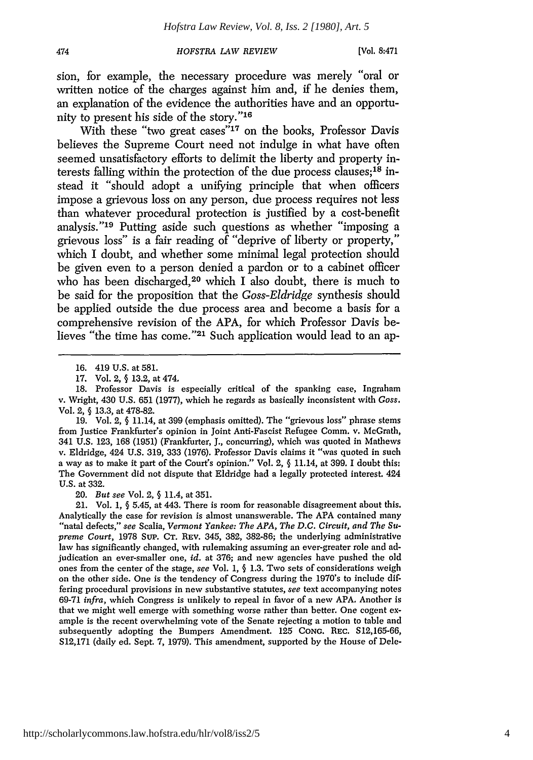sion, for example, the necessary procedure was merely "oral or written notice of the charges against him and, if he denies them, an explanation of the evidence the authorities have and an opportunity to present his side of the story."[16]

With these "two great cases"[17] on the books, Professor Davis believes the Supreme Court need not indulge in what have often seemed unsatisfactory efforts to delimit the liberty and property interests falling within the protection of the due process clauses;[18] instead it "should adopt a unifying principle that when officers impose a grievous loss on any person, due process requires not less than whatever procedural protection is justified by a cost-benefit analysis."[19] Putting aside such questions as whether "imposing a grievous loss" is a fair reading of "deprive of liberty or property," which I doubt, and whether some minimal legal protection should be given even to a person denied a pardon or to a cabinet officer who has been discharged,[20] which I also doubt, there is much to be said for the proposition that the *Goss-Eldridge* synthesis should be applied outside the due process area and become a basis for a comprehensive revision of the APA, for which Professor Davis believes "the time has come."[21] Such application would lead to an ap-

---

16. 419 U.S. at 581.

17. Vol. 2, § 13.2, at 474.

18. Professor Davis is especially critical of the spanking case, Ingraham v. Wright, 430 U.S. 651 (1977), which he regards as basically inconsistent with *Goss*. Vol. 2, § 13.3, at 478-82.

19. Vol. 2, § 11.14, at 399 (emphasis omitted). The "grievous loss" phrase stems from Justice Frankfurter's opinion in Joint Anti-Fascist Refugee Comm. v. McGrath, 341 U.S. 123, 168 (1951) (Frankfurter, J., concurring), which was quoted in Mathews v. Eldridge, 424 U.S. 319, 333 (1976). Professor Davis claims it "was quoted in such a way as to make it part of the Court's opinion." Vol. 2, § 11.14, at 399. I doubt this: The Government did not dispute that Eldridge had a legally protected interest. 424 U.S. at 332.

20. *But see* Vol. 2, § 11.4, at 351.

21. Vol. 1, § 5.45, at 443. There is room for reasonable disagreement about this. Analytically the case for revision is almost unanswerable. The APA contained many "natal defects," *see* Scalia, *Vermont Yankee: The APA, The D.C. Circuit, and The Supreme Court*, 1978 SUP. CT. REV. 345, 382, 382-86; the underlying administrative law has significantly changed, with rulemaking assuming an ever-greater role and adjudication an ever-smaller one, *id.* at 376; and new agencies have pushed the old ones from the center of the stage, *see* Vol. 1, § 1.3. Two sets of considerations weigh on the other side. One is the tendency of Congress during the 1970's to include differing procedural provisions in new substantive statutes, *see* text accompanying notes 69-71 *infra*, which Congress is unlikely to repeal in favor of a new APA. Another is that we might well emerge with something worse rather than better. One cogent example is the recent overwhelming vote of the Senate rejecting a motion to table and subsequently adopting the Bumpers Amendment. 125 CONG. REC. S12,165-66, S12,171 (daily ed. Sept. 7, 1979). This amendment, supported by the House of Dele-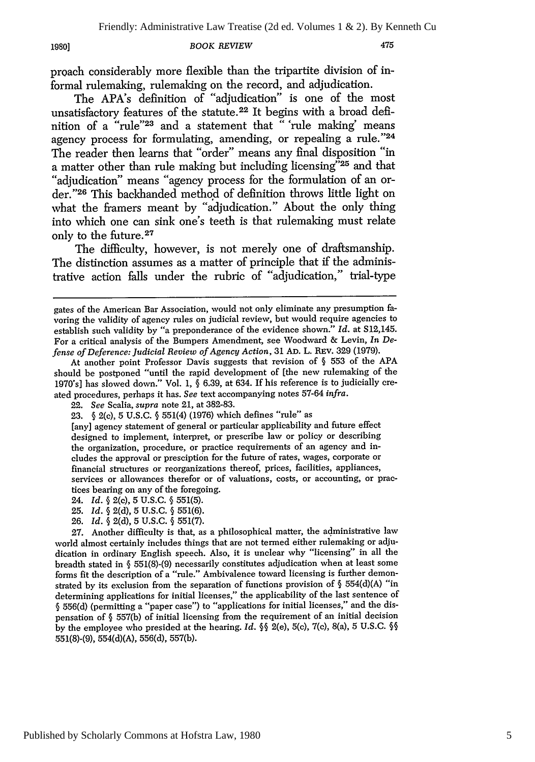proach considerably more flexible than the tripartite division of informal rulemaking, rulemaking on the record, and adjudication.

The APA's definition of "adjudication" is one of the most unsatisfactory features of the statute.[22] It begins with a broad definition of a "rule"[23] and a statement that "'rule making' means agency process for formulating, amending, or repealing a rule."[24] The reader then learns that "order" means any final disposition "in a matter other than rule making but including licensing"[25] and that "adjudication" means "agency process for the formulation of an order."[26] This backhanded method of definition throws little light on what the framers meant by "adjudication." About the only thing into which one can sink one's teeth is that rulemaking must relate only to the future.[27]

The difficulty, however, is not merely one of draftsmanship. The distinction assumes as a matter of principle that if the administrative action falls under the rubric of "adjudication," trial-type

---

gates of the American Bar Association, would not only eliminate any presumption favoring the validity of agency rules on judicial review, but would require agencies to establish such validity by "a preponderance of the evidence shown." *Id.* at S12,145. For a critical analysis of the Bumpers Amendment, see Woodward & Levin, *In Defense of Deference: Judicial Review of Agency Action*, 31 AD. L. REV. 329 (1979).

At another point Professor Davis suggests that revision of § 553 of the APA should be postponed "until the rapid development of [the new rulemaking of the 1970's] has slowed down." Vol. 1, § 6.39, at 634. If his reference is to judicially created procedures, perhaps it has. *See* text accompanying notes 57-64 *infra*.

22. *See* Scalia, *supra* note 21, at 382-83.

23. § 2(c), 5 U.S.C. § 551(4) (1976) which defines "rule" as

[any] agency statement of general or particular applicability and future effect designed to implement, interpret, or prescribe law or policy or describing the organization, procedure, or practice requirements of an agency and includes the approval or presciption for the future of rates, wages, corporate or financial structures or reorganizations thereof, prices, facilities, appliances, services or allowances therefor or of valuations, costs, or accounting, or practices bearing on any of the foregoing.

24. *Id.* § 2(c), 5 U.S.C. § 551(5).

25. *Id.* § 2(d), 5 U.S.C. § 551(6).

26. *Id.* § 2(d), 5 U.S.C. § 551(7).

27. Another difficulty is that, as a philosophical matter, the administrative law world almost certainly includes things that are not termed either rulemaking or adjudication in ordinary English speech. Also, it is unclear why "licensing" in all the breadth stated in § 551(8)-(9) necessarily constitutes adjudication when at least some forms fit the description of a "rule." Ambivalence toward licensing is further demonstrated by its exclusion from the separation of functions provision of § 554(d)(A) "in determining applications for initial licenses," the applicability of the last sentence of § 556(d) (permitting a "paper case") to "applications for initial licenses," and the dispensation of § 557(b) of initial licensing from the requirement of an initial decision by the employee who presided at the hearing. *Id.* §§ 2(e), 5(c), 7(c), 8(a), 5 U.S.C. §§ 551(8)-(9), 554(d)(A), 556(d), 557(b).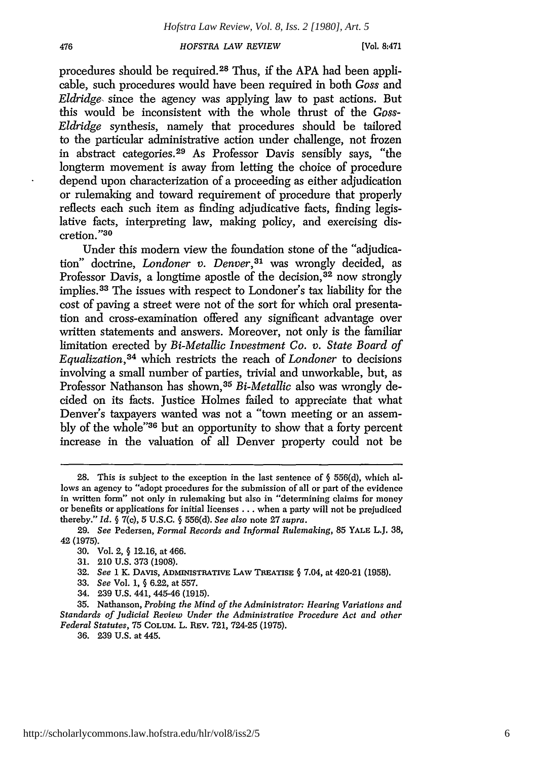procedures should be required.[28] Thus, if the APA had been applicable, such procedures would have been required in both *Goss* and *Eldridge* since the agency was applying law to past actions. But this would be inconsistent with the whole thrust of the *Goss-Eldridge* synthesis, namely that procedures should be tailored to the particular administrative action under challenge, not frozen in abstract categories.[29] As Professor Davis sensibly says, "the longterm movement is away from letting the choice of procedure depend upon characterization of a proceeding as either adjudication or rulemaking and toward requirement of procedure that properly reflects each such item as finding adjudicative facts, finding legislative facts, interpreting law, making policy, and exercising discretion."[30]

Under this modern view the foundation stone of the "adjudication" doctrine, *Londoner v. Denver*,[31] was wrongly decided, as Professor Davis, a longtime apostle of the decision,[32] now strongly implies.[33] The issues with respect to Londoner's tax liability for the cost of paving a street were not of the sort for which oral presentation and cross-examination offered any significant advantage over written statements and answers. Moreover, not only is the familiar limitation erected by *Bi-Metallic Investment Co. v. State Board of Equalization*,[34] which restricts the reach of *Londoner* to decisions involving a small number of parties, trivial and unworkable, but, as Professor Nathanson has shown,[35] *Bi-Metallic* also was wrongly decided on its facts. Justice Holmes failed to appreciate that what Denver's taxpayers wanted was not a "town meeting or an assembly of the whole"[36] but an opportunity to show that a forty percent increase in the valuation of all Denver property could not be

---

28. This is subject to the exception in the last sentence of § 556(d), which allows an agency to "adopt procedures for the submission of all or part of the evidence in written form" not only in rulemaking but also in "determining claims for money or benefits or applications for initial licenses . . . when a party will not be prejudiced thereby." *Id.* § 7(c), 5 U.S.C. § 556(d). *See also* note 27 *supra*.

29. *See* Pedersen, *Formal Records and Informal Rulemaking*, 85 YALE L.J. 38, 42 (1975).

30. Vol. 2, § 12.16, at 466.

31. 210 U.S. 373 (1908).

32. *See* 1 K. DAVIS, ADMINISTRATIVE LAW TREATISE § 7.04, at 420-21 (1958).

33. *See* Vol. 1, § 6.22, at 557.

34. 239 U.S. 441, 445-46 (1915).

35. Nathanson, *Probing the Mind of the Administrator: Hearing Variations and Standards of Judicial Review Under the Administrative Procedure Act and other Federal Statutes*, 75 COLUM. L. REV. 721, 724-25 (1975).

36. 239 U.S. at 445.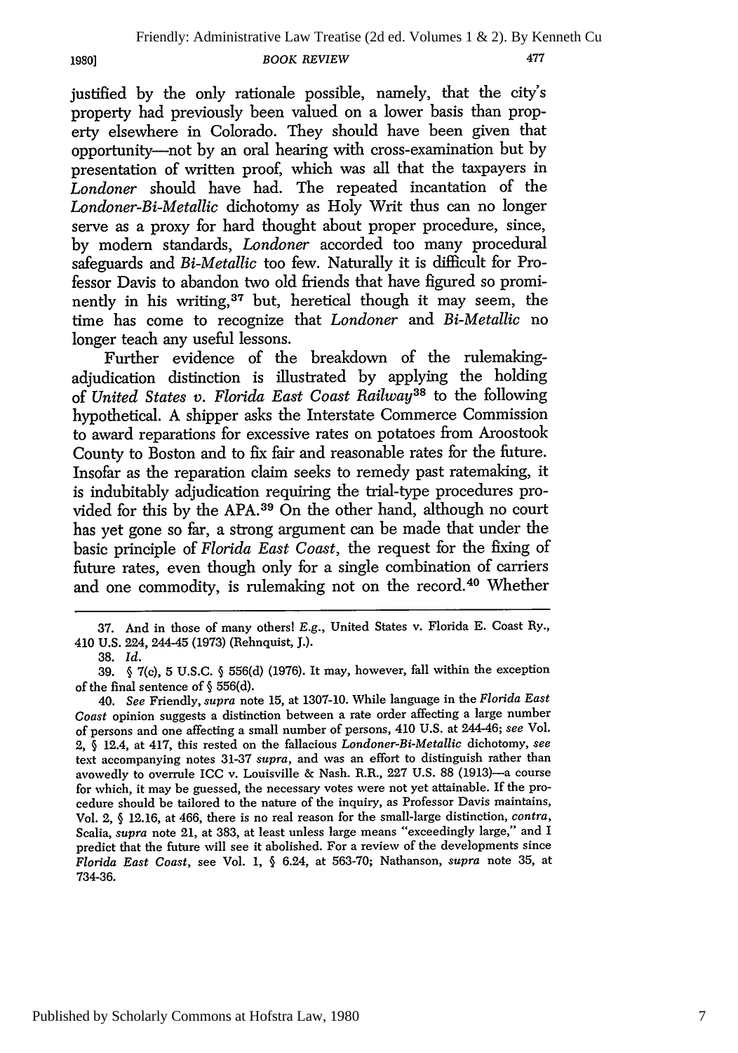justified by the only rationale possible, namely, that the city's property had previously been valued on a lower basis than property elsewhere in Colorado. They should have been given that opportunity—not by an oral hearing with cross-examination but by presentation of written proof, which was all that the taxpayers in *Londoner* should have had. The repeated incantation of the *Londoner-Bi-Metallic* dichotomy as Holy Writ thus can no longer serve as a proxy for hard thought about proper procedure, since, by modern standards, *Londoner* accorded too many procedural safeguards and *Bi-Metallic* too few. Naturally it is difficult for Professor Davis to abandon two old friends that have figured so prominently in his writing,[37] but, heretical though it may seem, the time has come to recognize that *Londoner* and *Bi-Metallic* no longer teach any useful lessons.

Further evidence of the breakdown of the rulemaking-adjudication distinction is illustrated by applying the holding of *United States v. Florida East Coast Railway*[38] to the following hypothetical. A shipper asks the Interstate Commerce Commission to award reparations for excessive rates on potatoes from Aroostook County to Boston and to fix fair and reasonable rates for the future. Insofar as the reparation claim seeks to remedy past ratemaking, it is indubitably adjudication requiring the trial-type procedures provided for this by the APA.[39] On the other hand, although no court has yet gone so far, a strong argument can be made that under the basic principle of *Florida East Coast*, the request for the fixing of future rates, even though only for a single combination of carriers and one commodity, is rulemaking not on the record.[40] Whether

---

37. And in those of many others! *E.g.*, United States v. Florida E. Coast Ry., 410 U.S. 224, 244-45 (1973) (Rehnquist, J.).

38. *Id.*

39. § 7(c), 5 U.S.C. § 556(d) (1976). It may, however, fall within the exception of the final sentence of § 556(d).

40. *See* Friendly, *supra* note 15, at 1307-10. While language in the *Florida East Coast* opinion suggests a distinction between a rate order affecting a large number of persons and one affecting a small number of persons, 410 U.S. at 244-46; *see* Vol. 2, § 12.4, at 417, this rested on the fallacious *Londoner-Bi-Metallic* dichotomy, *see* text accompanying notes 31-37 *supra*, and was an effort to distinguish rather than avowedly to overrule ICC v. Louisville & Nash. R.R., 227 U.S. 88 (1913)—a course for which, it may be guessed, the necessary votes were not yet attainable. If the procedure should be tailored to the nature of the inquiry, as Professor Davis maintains, Vol. 2, § 12.16, at 466, there is no real reason for the small-large distinction, *contra*, Scalia, *supra* note 21, at 383, at least unless large means "exceedingly large," and I predict that the future will see it abolished. For a review of the developments since *Florida East Coast*, see Vol. 1, § 6.24, at 563-70; Nathanson, *supra* note 35, at 734-36.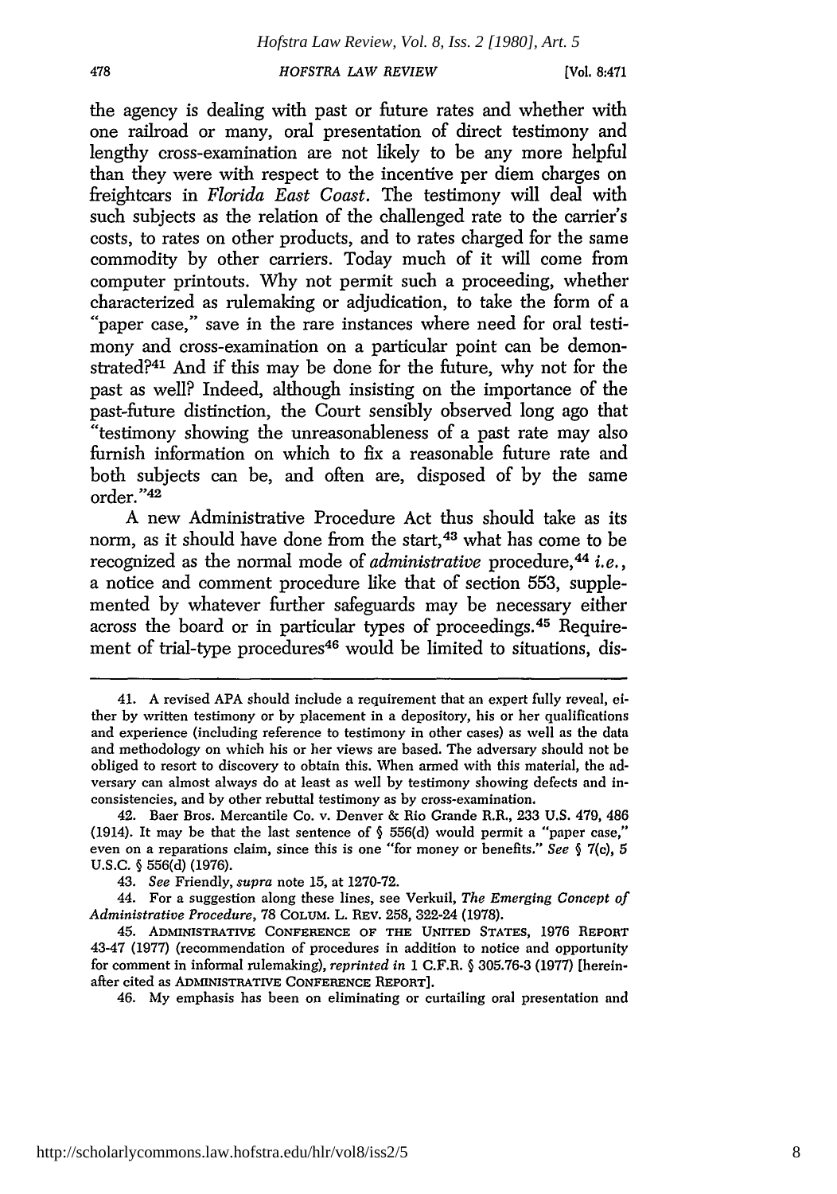the agency is dealing with past or future rates and whether with one railroad or many, oral presentation of direct testimony and lengthy cross-examination are not likely to be any more helpful than they were with respect to the incentive per diem charges on freightcars in *Florida East Coast*. The testimony will deal with such subjects as the relation of the challenged rate to the carrier's costs, to rates on other products, and to rates charged for the same commodity by other carriers. Today much of it will come from computer printouts. Why not permit such a proceeding, whether characterized as rulemaking or adjudication, to take the form of a "paper case," save in the rare instances where need for oral testimony and cross-examination on a particular point can be demonstrated?[41] And if this may be done for the future, why not for the past as well? Indeed, although insisting on the importance of the past-future distinction, the Court sensibly observed long ago that "testimony showing the unreasonableness of a past rate may also furnish information on which to fix a reasonable future rate and both subjects can be, and often are, disposed of by the same order."[42]

A new Administrative Procedure Act thus should take as its norm, as it should have done from the start,[43] what has come to be recognized as the normal mode of *administrative* procedure,[44] *i.e.*, a notice and comment procedure like that of section 553, supplemented by whatever further safeguards may be necessary either across the board or in particular types of proceedings.[45] Requirement of trial-type procedures[46] would be limited to situations, dis-

---

41. A revised APA should include a requirement that an expert fully reveal, either by written testimony or by placement in a depository, his or her qualifications and experience (including reference to testimony in other cases) as well as the data and methodology on which his or her views are based. The adversary should not be obliged to resort to discovery to obtain this. When armed with this material, the adversary can almost always do at least as well by testimony showing defects and inconsistencies, and by other rebuttal testimony as by cross-examination.

42. Baer Bros. Mercantile Co. v. Denver & Rio Grande R.R., 233 U.S. 479, 486 (1914). It may be that the last sentence of § 556(d) would permit a "paper case," even on a reparations claim, since this is one "for money or benefits." *See* § 7(c), 5 U.S.C. § 556(d) (1976).

43. *See* Friendly, *supra* note 15, at 1270-72.

44. For a suggestion along these lines, see Verkuil, *The Emerging Concept of Administrative Procedure*, 78 COLUM. L. REV. 258, 322-24 (1978).

45. ADMINISTRATIVE CONFERENCE OF THE UNITED STATES, 1976 REPORT 43-47 (1977) (recommendation of procedures in addition to notice and opportunity for comment in informal rulemaking), *reprinted in* 1 C.F.R. § 305.76-3 (1977) [hereinafter cited as ADMINISTRATIVE CONFERENCE REPORT].

46. My emphasis has been on eliminating or curtailing oral presentation and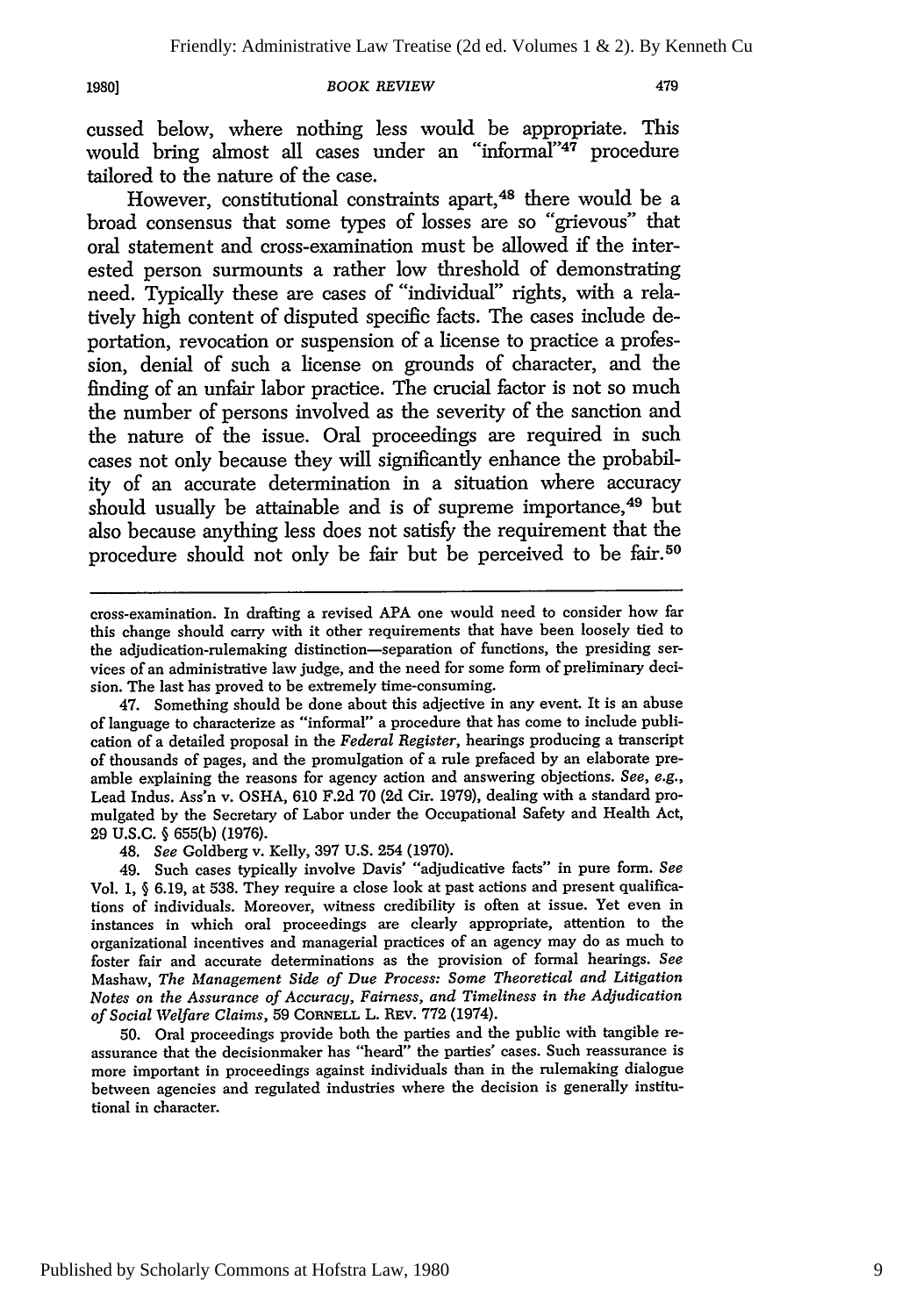cussed below, where nothing less would be appropriate. This would bring almost all cases under an "informal"[47] procedure tailored to the nature of the case.

However, constitutional constraints apart,[48] there would be a broad consensus that some types of losses are so "grievous" that oral statement and cross-examination must be allowed if the interested person surmounts a rather low threshold of demonstrating need. Typically these are cases of "individual" rights, with a relatively high content of disputed specific facts. The cases include deportation, revocation or suspension of a license to practice a profession, denial of such a license on grounds of character, and the finding of an unfair labor practice. The crucial factor is not so much the number of persons involved as the severity of the sanction and the nature of the issue. Oral proceedings are required in such cases not only because they will significantly enhance the probability of an accurate determination in a situation where accuracy should usually be attainable and is of supreme importance,[49] but also because anything less does not satisfy the requirement that the procedure should not only be fair but be perceived to be fair.[50]

---

cross-examination. In drafting a revised APA one would need to consider how far this change should carry with it other requirements that have been loosely tied to the adjudication-rulemaking distinction—separation of functions, the presiding services of an administrative law judge, and the need for some form of preliminary decision. The last has proved to be extremely time-consuming.

47. Something should be done about this adjective in any event. It is an abuse of language to characterize as "informal" a procedure that has come to include publication of a detailed proposal in the *Federal Register*, hearings producing a transcript of thousands of pages, and the promulgation of a rule prefaced by an elaborate preamble explaining the reasons for agency action and answering objections. *See, e.g.*, Lead Indus. Ass'n v. OSHA, 610 F.2d 70 (2d Cir. 1979), dealing with a standard promulgated by the Secretary of Labor under the Occupational Safety and Health Act, 29 U.S.C. § 655(b) (1976).

48. *See* Goldberg v. Kelly, 397 U.S. 254 (1970).

49. Such cases typically involve Davis' "adjudicative facts" in pure form. *See* Vol. 1, § 6.19, at 538. They require a close look at past actions and present qualifications of individuals. Moreover, witness credibility is often at issue. Yet even in instances in which oral proceedings are clearly appropriate, attention to the organizational incentives and managerial practices of an agency may do as much to foster fair and accurate determinations as the provision of formal hearings. *See* Mashaw, *The Management Side of Due Process: Some Theoretical and Litigation Notes on the Assurance of Accuracy, Fairness, and Timeliness in the Adjudication of Social Welfare Claims*, 59 CORNELL L. REV. 772 (1974).

50. Oral proceedings provide both the parties and the public with tangible reassurance that the decisionmaker has "heard" the parties' cases. Such reassurance is more important in proceedings against individuals than in the rulemaking dialogue between agencies and regulated industries where the decision is generally institutional in character.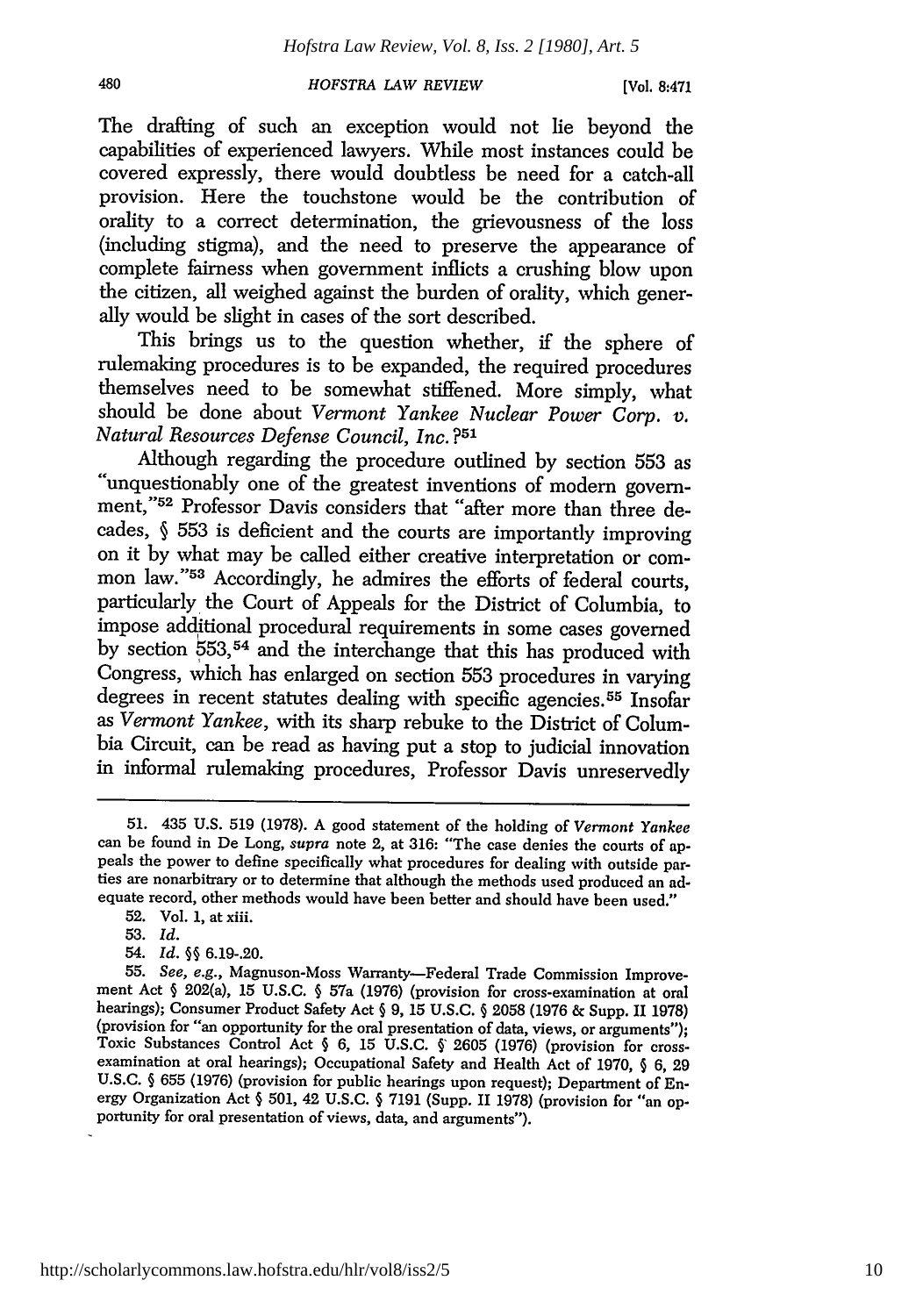The drafting of such an exception would not lie beyond the capabilities of experienced lawyers. While most instances could be covered expressly, there would doubtless be need for a catch-all provision. Here the touchstone would be the contribution of orality to a correct determination, the grievousness of the loss (including stigma), and the need to preserve the appearance of complete fairness when government inflicts a crushing blow upon the citizen, all weighed against the burden of orality, which generally would be slight in cases of the sort described.

This brings us to the question whether, if the sphere of rulemaking procedures is to be expanded, the required procedures themselves need to be somewhat stiffened. More simply, what should be done about *Vermont Yankee Nuclear Power Corp. v. Natural Resources Defense Council, Inc.*?[51]

Although regarding the procedure outlined by section 553 as "unquestionably one of the greatest inventions of modern government,"[52] Professor Davis considers that "after more than three decades, § 553 is deficient and the courts are importantly improving on it by what may be called either creative interpretation or common law."[53] Accordingly, he admires the efforts of federal courts, particularly the Court of Appeals for the District of Columbia, to impose additional procedural requirements in some cases governed by section 553,[54] and the interchange that this has produced with Congress, which has enlarged on section 553 procedures in varying degrees in recent statutes dealing with specific agencies.[55] Insofar as *Vermont Yankee*, with its sharp rebuke to the District of Columbia Circuit, can be read as having put a stop to judicial innovation in informal rulemaking procedures, Professor Davis unreservedly

---

51. 435 U.S. 519 (1978). A good statement of the holding of *Vermont Yankee* can be found in De Long, *supra* note 2, at 316: "The case denies the courts of appeals the power to define specifically what procedures for dealing with outside parties are nonarbitrary or to determine that although the methods used produced an adequate record, other methods would have been better and should have been used."

52. Vol. 1, at xiii.

53. *Id.*

54. *Id.* §§ 6.19-.20.

55. *See, e.g.*, Magnuson-Moss Warranty—Federal Trade Commission Improvement Act § 202(a), 15 U.S.C. § 57a (1976) (provision for cross-examination at oral hearings); Consumer Product Safety Act § 9, 15 U.S.C. § 2058 (1976 & Supp. II 1978) (provision for "an opportunity for the oral presentation of data, views, or arguments"); Toxic Substances Control Act § 6, 15 U.S.C. § 2605 (1976) (provision for cross-examination at oral hearings); Occupational Safety and Health Act of 1970, § 6, 29 U.S.C. § 655 (1976) (provision for public hearings upon request); Department of Energy Organization Act § 501, 42 U.S.C. § 7191 (Supp. II 1978) (provision for "an opportunity for oral presentation of views, data, and arguments").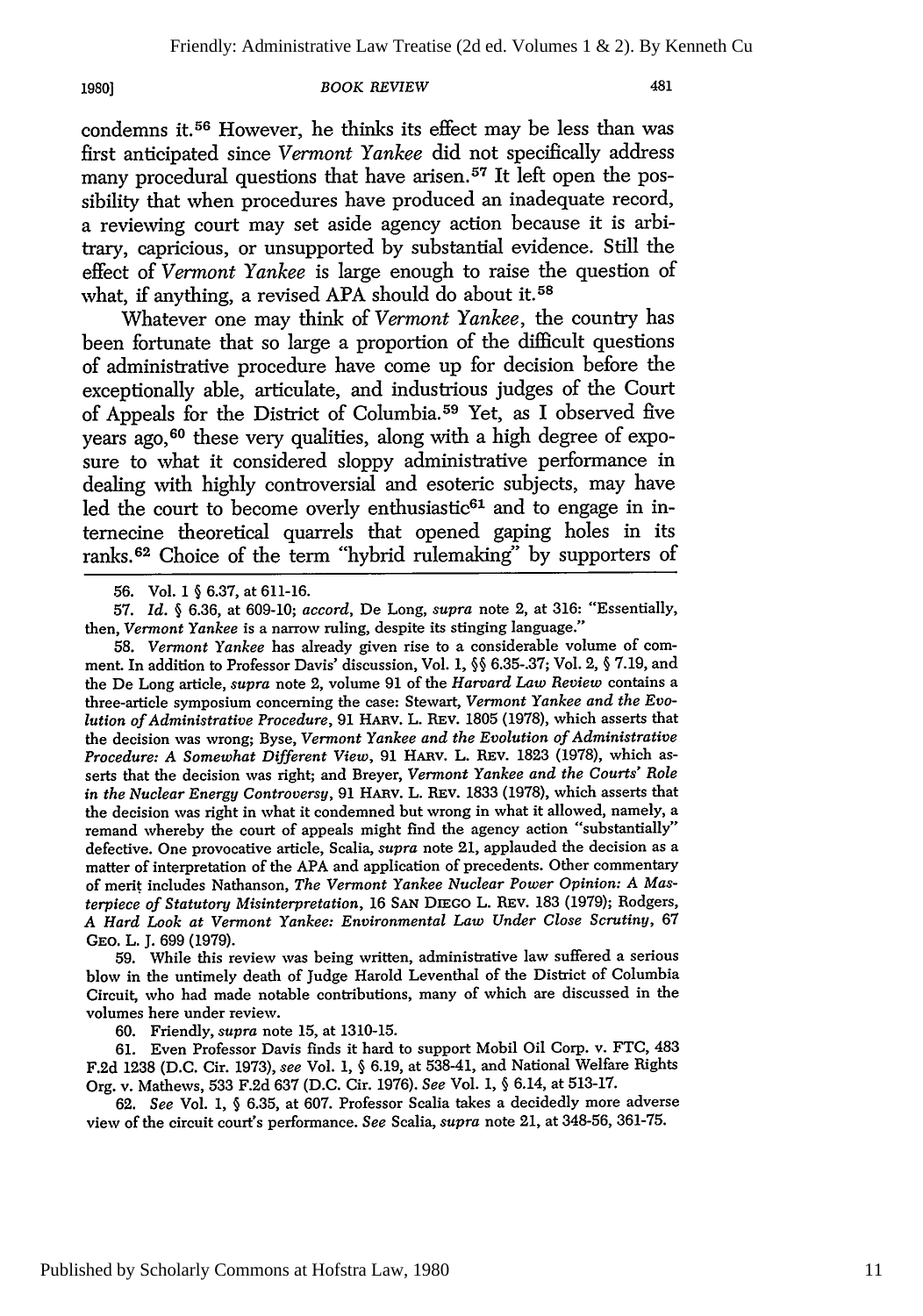condemns it.[56] However, he thinks its effect may be less than was first anticipated since *Vermont Yankee* did not specifically address many procedural questions that have arisen.[57] It left open the possibility that when procedures have produced an inadequate record, a reviewing court may set aside agency action because it is arbitrary, capricious, or unsupported by substantial evidence. Still the effect of *Vermont Yankee* is large enough to raise the question of what, if anything, a revised APA should do about it.[58]

Whatever one may think of *Vermont Yankee*, the country has been fortunate that so large a proportion of the difficult questions of administrative procedure have come up for decision before the exceptionally able, articulate, and industrious judges of the Court of Appeals for the District of Columbia.[59] Yet, as I observed five years ago,[60] these very qualities, along with a high degree of exposure to what it considered sloppy administrative performance in dealing with highly controversial and esoteric subjects, may have led the court to become overly enthusiastic[61] and to engage in internecine theoretical quarrels that opened gaping holes in its ranks.[62] Choice of the term "hybrid rulemaking" by supporters of

---

56. Vol. 1 § 6.37, at 611-16.

57. *Id.* § 6.36, at 609-10; *accord*, De Long, *supra* note 2, at 316: "Essentially, then, *Vermont Yankee* is a narrow ruling, despite its stinging language."

58. *Vermont Yankee* has already given rise to a considerable volume of comment. In addition to Professor Davis' discussion, Vol. 1, §§ 6.35-.37; Vol. 2, § 7.19, and the De Long article, *supra* note 2, volume 91 of the *Harvard Law Review* contains a three-article symposium concerning the case: Stewart, *Vermont Yankee and the Evolution of Administrative Procedure*, 91 HARV. L. REV. 1805 (1978), which asserts that the decision was wrong; Byse, *Vermont Yankee and the Evolution of Administrative Procedure: A Somewhat Different View*, 91 HARV. L. REV. 1823 (1978), which asserts that the decision was right; and Breyer, *Vermont Yankee and the Courts' Role in the Nuclear Energy Controversy*, 91 HARV. L. REV. 1833 (1978), which asserts that the decision was right in what it condemned but wrong in what it allowed, namely, a remand whereby the court of appeals might find the agency action "substantially" defective. One provocative article, Scalia, *supra* note 21, applauded the decision as a matter of interpretation of the APA and application of precedents. Other commentary of merit includes Nathanson, *The Vermont Yankee Nuclear Power Opinion: A Masterpiece of Statutory Misinterpretation*, 16 SAN DIEGO L. REV. 183 (1979); Rodgers, *A Hard Look at Vermont Yankee: Environmental Law Under Close Scrutiny*, 67 GEO. L. J. 699 (1979).

59. While this review was being written, administrative law suffered a serious blow in the untimely death of Judge Harold Leventhal of the District of Columbia Circuit, who had made notable contributions, many of which are discussed in the volumes here under review.

60. Friendly, *supra* note 15, at 1310-15.

61. Even Professor Davis finds it hard to support Mobil Oil Corp. v. FTC, 483 F.2d 1238 (D.C. Cir. 1973), *see* Vol. 1, § 6.19, at 538-41, and National Welfare Rights Org. v. Mathews, 533 F.2d 637 (D.C. Cir. 1976). *See* Vol. 1, § 6.14, at 513-17.

62. *See* Vol. 1, § 6.35, at 607. Professor Scalia takes a decidedly more adverse view of the circuit court's performance. *See* Scalia, *supra* note 21, at 348-56, 361-75.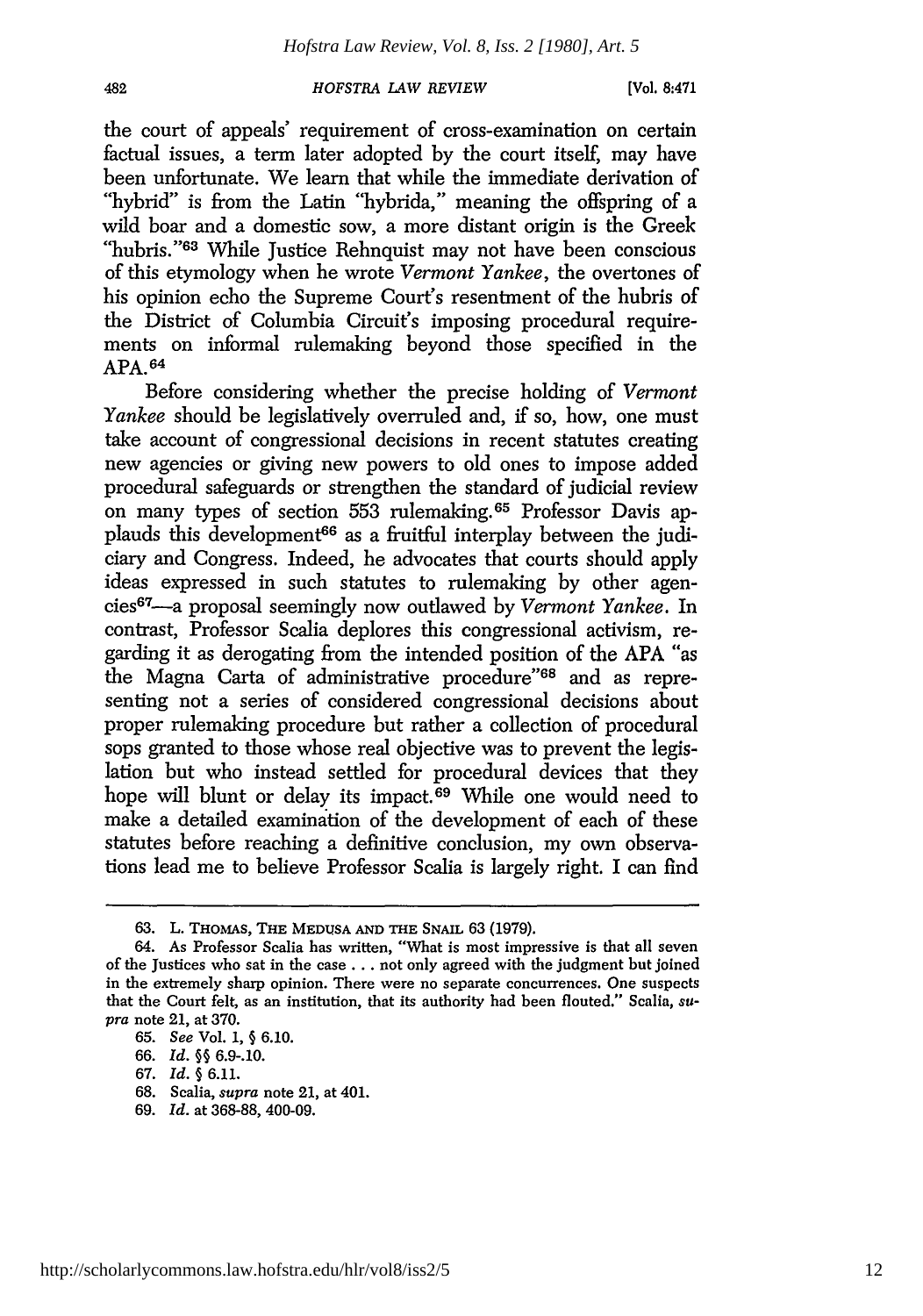the court of appeals' requirement of cross-examination on certain factual issues, a term later adopted by the court itself, may have been unfortunate. We learn that while the immediate derivation of "hybrid" is from the Latin "hybrida," meaning the offspring of a wild boar and a domestic sow, a more distant origin is the Greek "hubris."[63] While Justice Rehnquist may not have been conscious of this etymology when he wrote *Vermont Yankee*, the overtones of his opinion echo the Supreme Court's resentment of the hubris of the District of Columbia Circuit's imposing procedural requirements on informal rulemaking beyond those specified in the APA.[64]

Before considering whether the precise holding of *Vermont Yankee* should be legislatively overruled and, if so, how, one must take account of congressional decisions in recent statutes creating new agencies or giving new powers to old ones to impose added procedural safeguards or strengthen the standard of judicial review on many types of section 553 rulemaking.[65] Professor Davis applauds this development[66] as a fruitful interplay between the judiciary and Congress. Indeed, he advocates that courts should apply ideas expressed in such statutes to rulemaking by other agencies[67]—a proposal seemingly now outlawed by *Vermont Yankee*. In contrast, Professor Scalia deplores this congressional activism, regarding it as derogating from the intended position of the APA "as the Magna Carta of administrative procedure"[68] and as representing not a series of considered congressional decisions about proper rulemaking procedure but rather a collection of procedural sops granted to those whose real objective was to prevent the legislation but who instead settled for procedural devices that they hope will blunt or delay its impact.[69] While one would need to make a detailed examination of the development of each of these statutes before reaching a definitive conclusion, my own observations lead me to believe Professor Scalia is largely right. I can find

---

63. L. THOMAS, THE MEDUSA AND THE SNAIL 63 (1979).

64. As Professor Scalia has written, "What is most impressive is that all seven of the Justices who sat in the case . . . not only agreed with the judgment but joined in the extremely sharp opinion. There were no separate concurrences. One suspects that the Court felt, as an institution, that its authority had been flouted." Scalia, *supra* note 21, at 370.

65. *See* Vol. 1, § 6.10.

66. *Id.* §§ 6.9-.10.

67. *Id.* § 6.11.

68. Scalia, *supra* note 21, at 401.

69. *Id.* at 368-88, 400-09.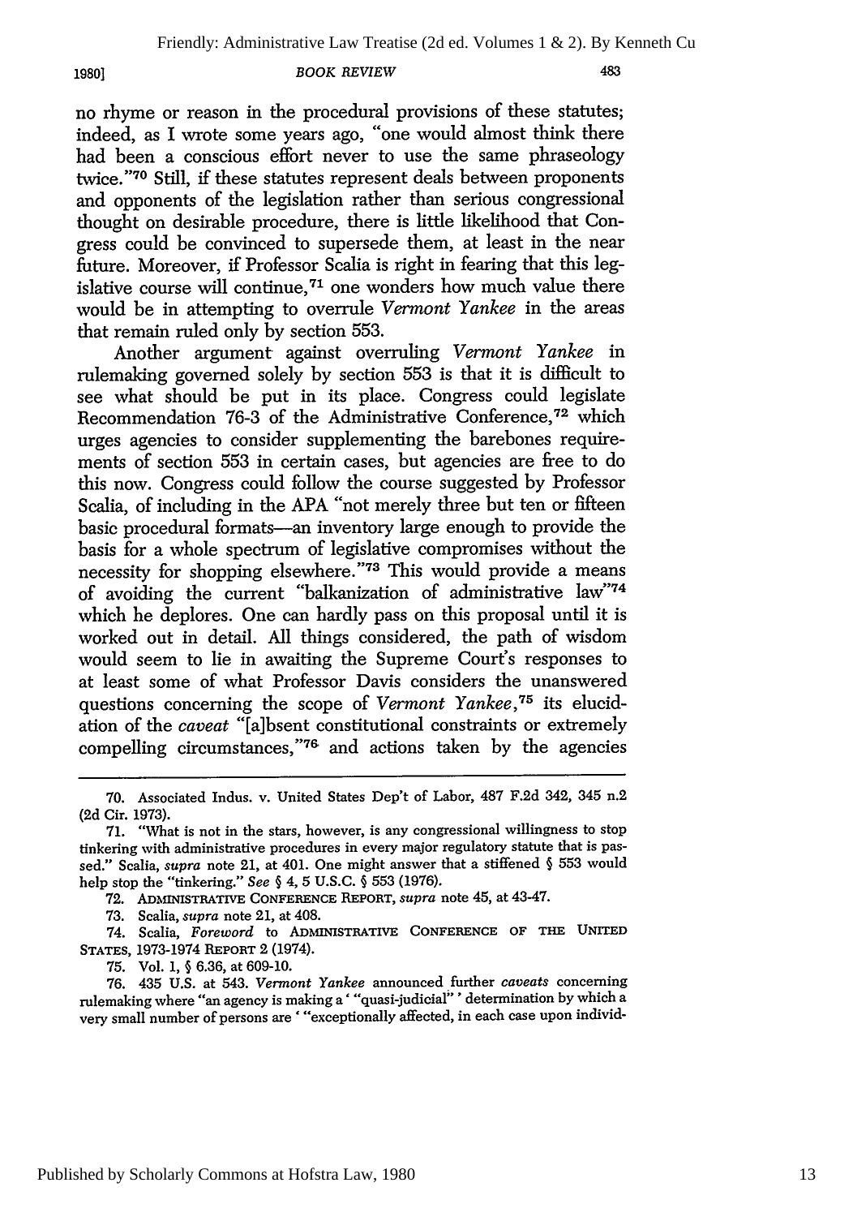no rhyme or reason in the procedural provisions of these statutes; indeed, as I wrote some years ago, "one would almost think there had been a conscious effort never to use the same phraseology twice."[70] Still, if these statutes represent deals between proponents and opponents of the legislation rather than serious congressional thought on desirable procedure, there is little likelihood that Congress could be convinced to supersede them, at least in the near future. Moreover, if Professor Scalia is right in fearing that this legislative course will continue,[71] one wonders how much value there would be in attempting to overrule *Vermont Yankee* in the areas that remain ruled only by section 553.

Another argument against overruling *Vermont Yankee* in rulemaking governed solely by section 553 is that it is difficult to see what should be put in its place. Congress could legislate Recommendation 76-3 of the Administrative Conference,[72] which urges agencies to consider supplementing the barebones requirements of section 553 in certain cases, but agencies are free to do this now. Congress could follow the course suggested by Professor Scalia, of including in the APA "not merely three but ten or fifteen basic procedural formats—an inventory large enough to provide the basis for a whole spectrum of legislative compromises without the necessity for shopping elsewhere."[73] This would provide a means of avoiding the current "balkanization of administrative law"[74] which he deplores. One can hardly pass on this proposal until it is worked out in detail. All things considered, the path of wisdom would seem to lie in awaiting the Supreme Court's responses to at least some of what Professor Davis considers the unanswered questions concerning the scope of *Vermont Yankee*,[75] its elucidation of the *caveat* "[a]bsent constitutional constraints or extremely compelling circumstances,"[76] and actions taken by the agencies

---

70. Associated Indus. v. United States Dep't of Labor, 487 F.2d 342, 345 n.2 (2d Cir. 1973).

71. "What is not in the stars, however, is any congressional willingness to stop tinkering with administrative procedures in every major regulatory statute that is passed." Scalia, *supra* note 21, at 401. One might answer that a stiffened § 553 would help stop the "tinkering." *See* § 4, 5 U.S.C. § 553 (1976).

72. ADMINISTRATIVE CONFERENCE REPORT, *supra* note 45, at 43-47.

73. Scalia, *supra* note 21, at 408.

74. Scalia, *Foreword* to ADMINISTRATIVE CONFERENCE OF THE UNITED STATES, 1973-1974 REPORT 2 (1974).

75. Vol. 1, § 6.36, at 609-10.

76. 435 U.S. at 543. *Vermont Yankee* announced further *caveats* concerning rulemaking where "an agency is making a ' "quasi-judicial" ' determination by which a very small number of persons are ' "exceptionally affected, in each case upon individ-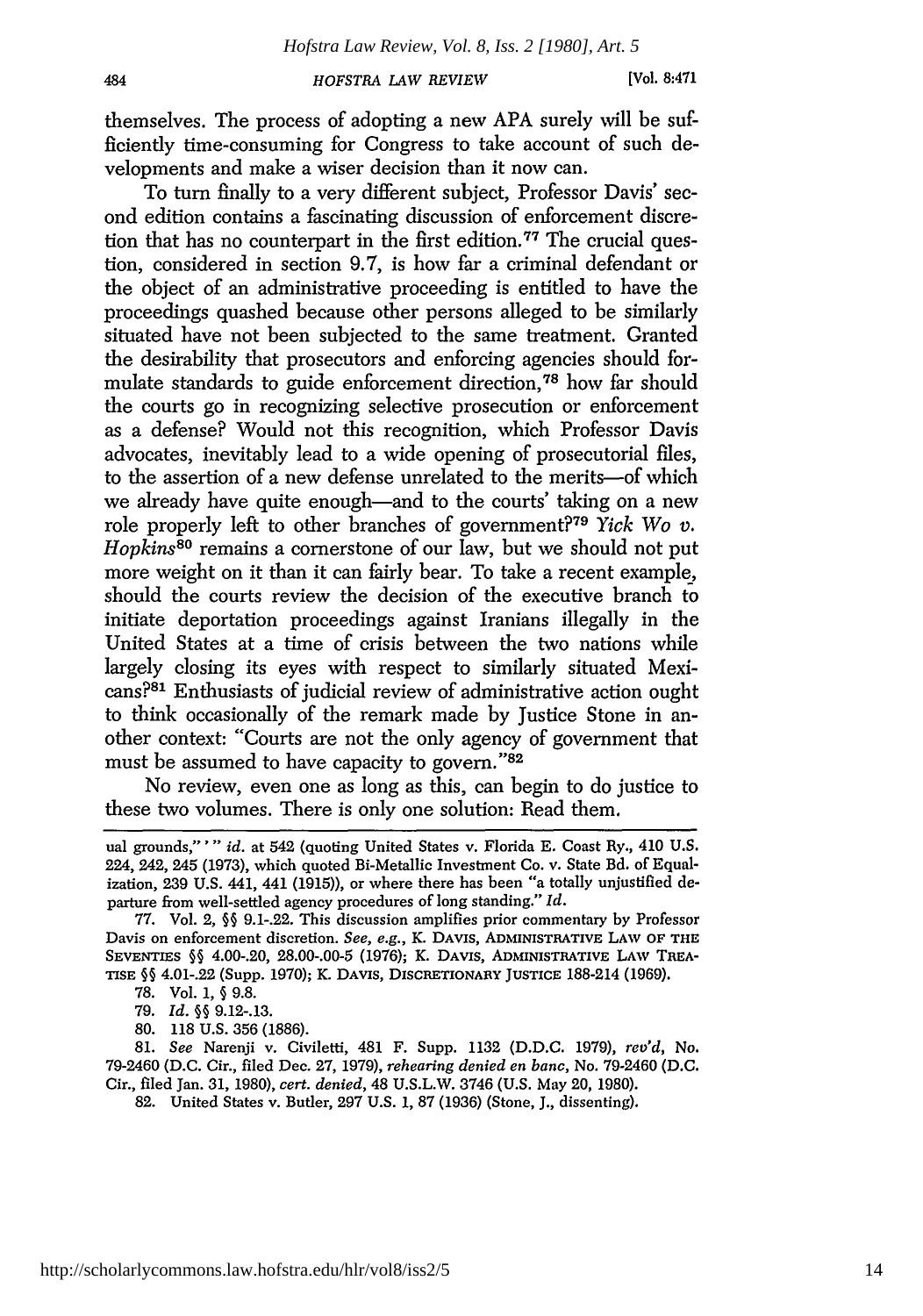themselves. The process of adopting a new APA surely will be sufficiently time-consuming for Congress to take account of such developments and make a wiser decision than it now can.

To turn finally to a very different subject, Professor Davis' second edition contains a fascinating discussion of enforcement discretion that has no counterpart in the first edition.[77] The crucial question, considered in section 9.7, is how far a criminal defendant or the object of an administrative proceeding is entitled to have the proceedings quashed because other persons alleged to be similarly situated have not been subjected to the same treatment. Granted the desirability that prosecutors and enforcing agencies should formulate standards to guide enforcement direction,[78] how far should the courts go in recognizing selective prosecution or enforcement as a defense? Would not this recognition, which Professor Davis advocates, inevitably lead to a wide opening of prosecutorial files, to the assertion of a new defense unrelated to the merits—of which we already have quite enough—and to the courts' taking on a new role properly left to other branches of government?[79] *Yick Wo v. Hopkins*[80] remains a cornerstone of our law, but we should not put more weight on it than it can fairly bear. To take a recent example, should the courts review the decision of the executive branch to initiate deportation proceedings against Iranians illegally in the United States at a time of crisis between the two nations while largely closing its eyes with respect to similarly situated Mexicans?[81] Enthusiasts of judicial review of administrative action ought to think occasionally of the remark made by Justice Stone in another context: "Courts are not the only agency of government that must be assumed to have capacity to govern."[82]

No review, even one as long as this, can begin to do justice to these two volumes. There is only one solution: Read them.

---

ual grounds,"'" *id.* at 542 (quoting United States v. Florida E. Coast Ry., 410 U.S. 224, 242, 245 (1973), which quoted Bi-Metallic Investment Co. v. State Bd. of Equalization, 239 U.S. 441, 441 (1915)), or where there has been "a totally unjustified departure from well-settled agency procedures of long standing." *Id.*

77. Vol. 2, §§ 9.1-.22. This discussion amplifies prior commentary by Professor Davis on enforcement discretion. *See, e.g.*, K. DAVIS, ADMINISTRATIVE LAW OF THE SEVENTIES §§ 4.00-.20, 28.00-.00-5 (1976); K. DAVIS, ADMINISTRATIVE LAW TREATISE §§ 4.01-.22 (Supp. 1970); K. DAVIS, DISCRETIONARY JUSTICE 188-214 (1969).

78. Vol. 1, § 9.8.

79. *Id.* §§ 9.12-.13.

80. 118 U.S. 356 (1886).

81. *See* Narenji v. Civiletti, 481 F. Supp. 1132 (D.D.C. 1979), *rev'd*, No. 79-2460 (D.C. Cir., filed Dec. 27, 1979), *rehearing denied en banc*, No. 79-2460 (D.C. Cir., filed Jan. 31, 1980), *cert. denied*, 48 U.S.L.W. 3746 (U.S. May 20, 1980).

82. United States v. Butler, 297 U.S. 1, 87 (1936) (Stone, J., dissenting).